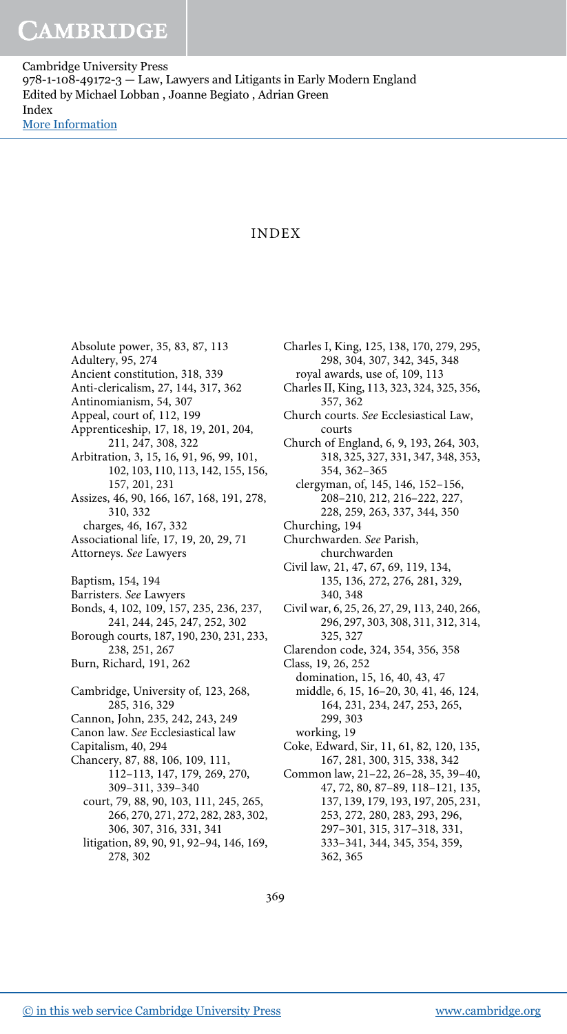# INDEX

Absolute power, 35, 83, 87, 113
Adultery, 95, 274
Ancient constitution, 318, 339
Anti-clericalism, 27, 144, 317, 362
Antinomianism, 54, 307
Appeal, court of, 112, 199
Apprenticeship, 17, 18, 19, 201, 204, 211, 247, 308, 322
Arbitration, 3, 15, 16, 91, 96, 99, 101, 102, 103, 110, 113, 142, 155, 156, 157, 201, 231
Assizes, 46, 90, 166, 167, 168, 191, 278, 310, 332
  charges, 46, 167, 332
Associational life, 17, 19, 20, 29, 71
Attorneys. *See* Lawyers

Baptism, 154, 194
Barristers. *See* Lawyers
Bonds, 4, 102, 109, 157, 235, 236, 237, 241, 244, 245, 247, 252, 302
Borough courts, 187, 190, 230, 231, 233, 238, 251, 267
Burn, Richard, 191, 262

Cambridge, University of, 123, 268, 285, 316, 329
Cannon, John, 235, 242, 243, 249
Canon law. *See* Ecclesiastical law
Capitalism, 40, 294
Chancery, 87, 88, 106, 109, 111, 112–113, 147, 179, 269, 270, 309–311, 339–340
  court, 79, 88, 90, 103, 111, 245, 265, 266, 270, 271, 272, 282, 283, 302, 306, 307, 316, 331, 341
  litigation, 89, 90, 91, 92–94, 146, 169, 278, 302
Charles I, King, 125, 138, 170, 279, 295, 298, 304, 307, 342, 345, 348
  royal awards, use of, 109, 113
Charles II, King, 113, 323, 324, 325, 356, 357, 362
Church courts. *See* Ecclesiastical Law, courts
Church of England, 6, 9, 193, 264, 303, 318, 325, 327, 331, 347, 348, 353, 354, 362–365
  clergyman, of, 145, 146, 152–156, 208–210, 212, 216–222, 227, 228, 259, 263, 337, 344, 350
Churching, 194
Churchwarden. *See* Parish, churchwarden
Civil law, 21, 47, 67, 69, 119, 134, 135, 136, 272, 276, 281, 329, 340, 348
Civil war, 6, 25, 26, 27, 29, 113, 240, 266, 296, 297, 303, 308, 311, 312, 314, 325, 327
Clarendon code, 324, 354, 356, 358
Class, 19, 26, 252
  domination, 15, 16, 40, 43, 47
  middle, 6, 15, 16–20, 30, 41, 46, 124, 164, 231, 234, 247, 253, 265, 299, 303
  working, 19
Coke, Edward, Sir, 11, 61, 82, 120, 135, 167, 281, 300, 315, 338, 342
Common law, 21–22, 26–28, 35, 39–40, 47, 72, 80, 87–89, 118–121, 135, 137, 139, 179, 193, 197, 205, 231, 253, 272, 280, 283, 293, 296, 297–301, 315, 317–318, 331, 333–341, 344, 345, 354, 359, 362, 365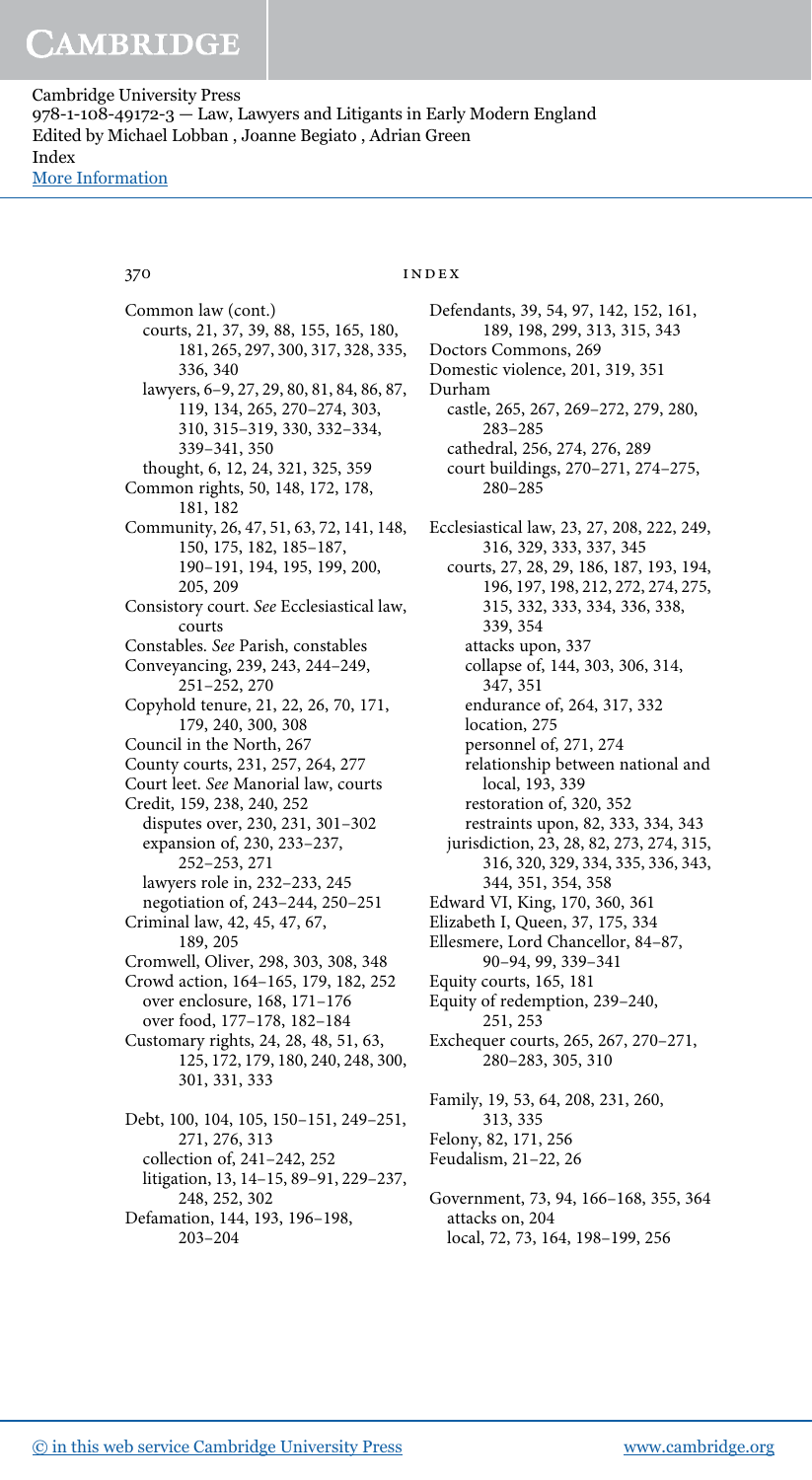Common law (cont.)
  courts, 21, 37, 39, 88, 155, 165, 180, 181, 265, 297, 300, 317, 328, 335, 336, 340
  lawyers, 6–9, 27, 29, 80, 81, 84, 86, 87, 119, 134, 265, 270–274, 303, 310, 315–319, 330, 332–334, 339–341, 350
  thought, 6, 12, 24, 321, 325, 359
Common rights, 50, 148, 172, 178, 181, 182
Community, 26, 47, 51, 63, 72, 141, 148, 150, 175, 182, 185–187, 190–191, 194, 195, 199, 200, 205, 209
Consistory court. *See* Ecclesiastical law, courts
Constables. *See* Parish, constables
Conveyancing, 239, 243, 244–249, 251–252, 270
Copyhold tenure, 21, 22, 26, 70, 171, 179, 240, 300, 308
Council in the North, 267
County courts, 231, 257, 264, 277
Court leet. *See* Manorial law, courts
Credit, 159, 238, 240, 252
  disputes over, 230, 231, 301–302
  expansion of, 230, 233–237, 252–253, 271
  lawyers role in, 232–233, 245
  negotiation of, 243–244, 250–251
Criminal law, 42, 45, 47, 67, 189, 205
Cromwell, Oliver, 298, 303, 308, 348
Crowd action, 164–165, 179, 182, 252
  over enclosure, 168, 171–176
  over food, 177–178, 182–184
Customary rights, 24, 28, 48, 51, 63, 125, 172, 179, 180, 240, 248, 300, 301, 331, 333

Debt, 100, 104, 105, 150–151, 249–251, 271, 276, 313
  collection of, 241–242, 252
  litigation, 13, 14–15, 89–91, 229–237, 248, 252, 302
Defamation, 144, 193, 196–198, 203–204
Defendants, 39, 54, 97, 142, 152, 161, 189, 198, 299, 313, 315, 343
Doctors Commons, 269
Domestic violence, 201, 319, 351
Durham
  castle, 265, 267, 269–272, 279, 280, 283–285
  cathedral, 256, 274, 276, 289
  court buildings, 270–271, 274–275, 280–285

Ecclesiastical law, 23, 27, 208, 222, 249, 316, 329, 333, 337, 345
  courts, 27, 28, 29, 186, 187, 193, 194, 196, 197, 198, 212, 272, 274, 275, 315, 332, 333, 334, 336, 338, 339, 354
    attacks upon, 337
    collapse of, 144, 303, 306, 314, 347, 351
    endurance of, 264, 317, 332
    location, 275
    personnel of, 271, 274
    relationship between national and local, 193, 339
    restoration of, 320, 352
    restraints upon, 82, 333, 334, 343
  jurisdiction, 23, 28, 82, 273, 274, 315, 316, 320, 329, 334, 335, 336, 343, 344, 351, 354, 358
Edward VI, King, 170, 360, 361
Ellesbeth I, Queen, 37, 175, 334
Ellesmere, Lord Chancellor, 84–87, 90–94, 99, 339–341
Equity courts, 165, 181
Equity of redemption, 239–240, 251, 253
Exchequer courts, 265, 267, 270–271, 280–283, 305, 310

Family, 19, 53, 64, 208, 231, 260, 313, 335
Felony, 82, 171, 256
Feudalism, 21–22, 26

Government, 73, 94, 166–168, 355, 364
  attacks on, 204
  local, 72, 73, 164, 198–199, 256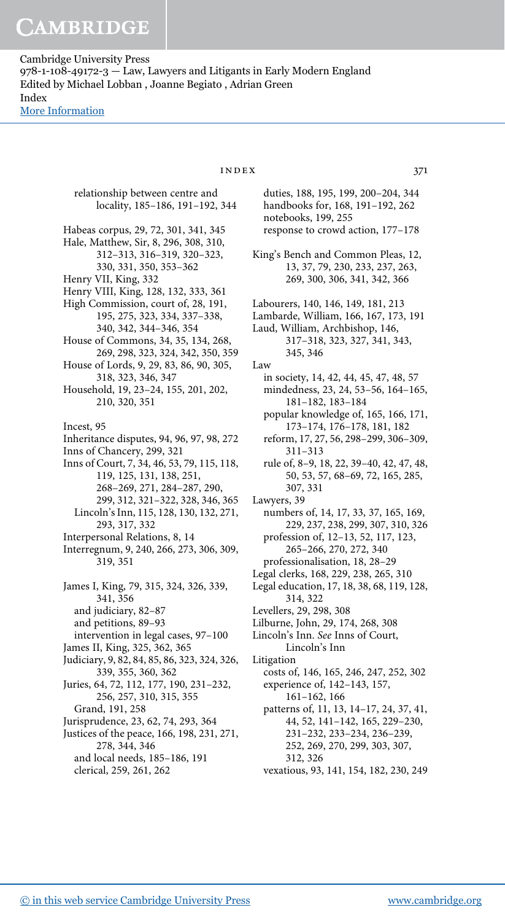relationship between centre and locality, 185–186, 191–192, 344

Habeas corpus, 29, 72, 301, 341, 345
Hale, Matthew, Sir, 8, 296, 308, 310, 312–313, 316–319, 320–323, 330, 331, 350, 353–362
Henry VII, King, 332
Henry VIII, King, 128, 132, 333, 361
High Commission, court of, 28, 191, 195, 275, 323, 334, 337–338, 340, 342, 344–346, 354
House of Commons, 34, 35, 134, 268, 269, 298, 323, 324, 342, 350, 359
House of Lords, 9, 29, 83, 86, 90, 305, 318, 323, 346, 347
Household, 19, 23–24, 155, 201, 202, 210, 320, 351

Incest, 95
Inheritance disputes, 94, 96, 97, 98, 272
Inns of Chancery, 299, 321
Inns of Court, 7, 34, 46, 53, 79, 115, 118, 119, 125, 131, 138, 251, 268–269, 271, 284–287, 290, 299, 312, 321–322, 328, 346, 365
  Lincoln's Inn, 115, 128, 130, 132, 271, 293, 317, 332
Interpersonal Relations, 8, 14
Interregnum, 9, 240, 266, 273, 306, 309, 319, 351

James I, King, 79, 315, 324, 326, 339, 341, 356
  and judiciary, 82–87
  and petitions, 89–93
  intervention in legal cases, 97–100
James II, King, 325, 362, 365
Judiciary, 9, 82, 84, 85, 86, 323, 324, 326, 339, 355, 360, 362
Juries, 64, 72, 112, 177, 190, 231–232, 256, 257, 310, 315, 355
  Grand, 191, 258
Jurisprudence, 23, 62, 74, 293, 364
Justices of the peace, 166, 198, 231, 271, 278, 344, 346
  and local needs, 185–186, 191
  clerical, 259, 261, 262
  duties, 188, 195, 199, 200–204, 344
  handbooks for, 168, 191–192, 262
  notebooks, 199, 255
  response to crowd action, 177–178

King's Bench and Common Pleas, 12, 13, 37, 79, 230, 233, 237, 263, 269, 300, 306, 341, 342, 366

Labourers, 140, 146, 149, 181, 213
Lambarde, William, 166, 167, 173, 191
Laud, William, Archbishop, 146, 317–318, 323, 327, 341, 343, 345, 346
Law
  in society, 14, 42, 44, 45, 47, 48, 57
  mindedness, 23, 24, 53–56, 164–165, 181–182, 183–184
  popular knowledge of, 165, 166, 171, 173–174, 176–178, 181, 182
  reform, 17, 27, 56, 298–299, 306–309, 311–313
  rule of, 8–9, 18, 22, 39–40, 42, 47, 48, 50, 53, 57, 68–69, 72, 165, 285, 307, 331
Lawyers, 39
  numbers of, 14, 17, 33, 37, 165, 169, 229, 237, 238, 299, 307, 310, 326
  profession of, 12–13, 52, 117, 123, 265–266, 270, 272, 340
  professionalisation, 18, 28–29
Legal clerks, 168, 229, 238, 265, 310
Legal education, 17, 18, 38, 68, 119, 128, 314, 322
Levellers, 29, 298, 308
Lilburne, John, 29, 174, 268, 308
Lincoln's Inn. *See* Inns of Court, Lincoln's Inn
Litigation
  costs of, 146, 165, 246, 247, 252, 302
  experience of, 142–143, 157, 161–162, 166
  patterns of, 11, 13, 14–17, 24, 37, 41, 44, 52, 141–142, 165, 229–230, 231–232, 233–234, 236–239, 252, 269, 270, 299, 303, 307, 312, 326
  vexatious, 93, 141, 154, 182, 230, 249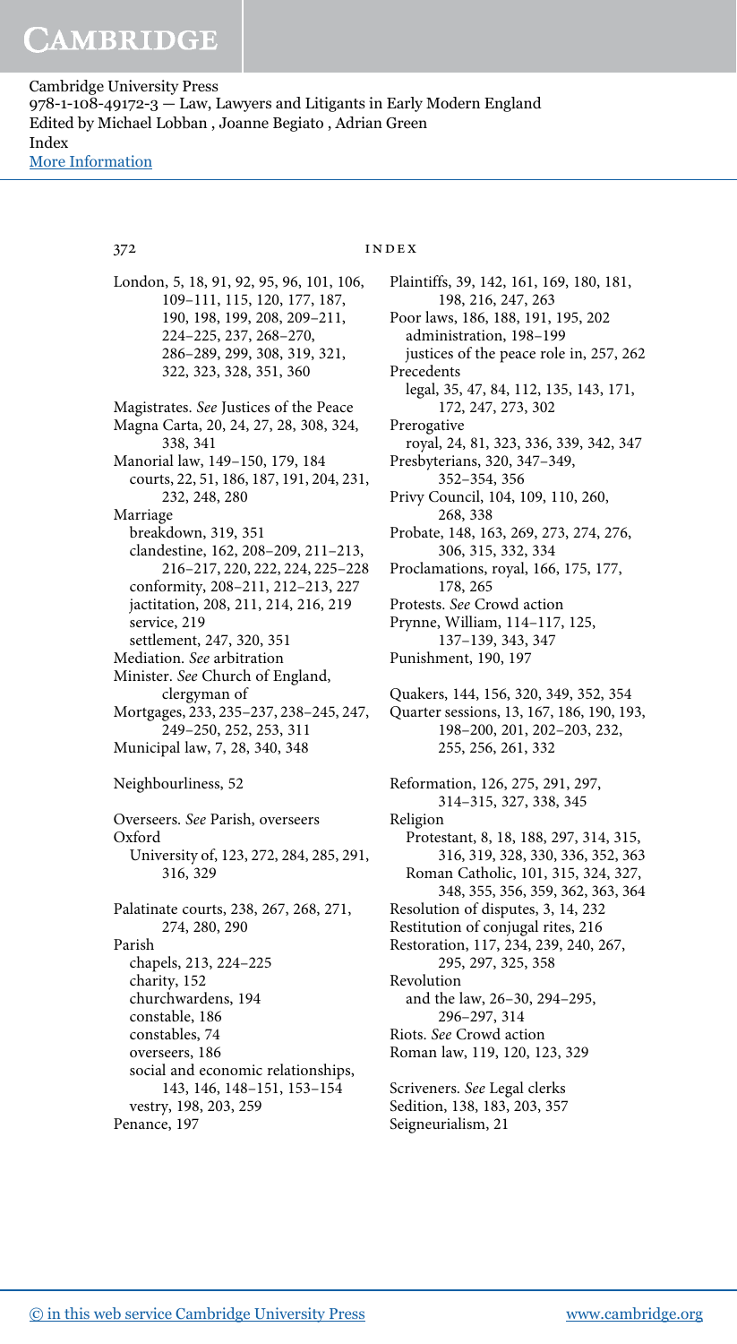London, 5, 18, 91, 92, 95, 96, 101, 106, 109–111, 115, 120, 177, 187, 190, 198, 199, 208, 209–211, 224–225, 237, 268–270, 286–289, 299, 308, 319, 321, 322, 323, 328, 351, 360

Magistrates. *See* Justices of the Peace
Magna Carta, 20, 24, 27, 28, 308, 324, 338, 341
Manorial law, 149–150, 179, 184
  courts, 22, 51, 186, 187, 191, 204, 231, 232, 248, 280
Marriage
  breakdown, 319, 351
  clandestine, 162, 208–209, 211–213, 216–217, 220, 222, 224, 225–228
  conformity, 208–211, 212–213, 227
  jactitation, 208, 211, 214, 216, 219
  service, 219
  settlement, 247, 320, 351
Mediation. *See* arbitration
Minister. *See* Church of England, clergyman of
Mortgages, 233, 235–237, 238–245, 247, 249–250, 252, 253, 311
Municipal law, 7, 28, 340, 348

Neighbourliness, 52

Overseers. *See* Parish, overseers
Oxford
  University of, 123, 272, 284, 285, 291, 316, 329

Palatinate courts, 238, 267, 268, 271, 274, 280, 290
Parish
  chapels, 213, 224–225
  charity, 152
  churchwardens, 194
  constable, 186
  constables, 74
  overseers, 186
  social and economic relationships, 143, 146, 148–151, 153–154
  vestry, 198, 203, 259
Penance, 197

Plaintiffs, 39, 142, 161, 169, 180, 181, 198, 216, 247, 263
Poor laws, 186, 188, 191, 195, 202
  administration, 198–199
  justices of the peace role in, 257, 262
Precedents
  legal, 35, 47, 84, 112, 135, 143, 171, 172, 247, 273, 302
Prerogative
  royal, 24, 81, 323, 336, 339, 342, 347
Presbyterians, 320, 347–349, 352–354, 356
Privy Council, 104, 109, 110, 260, 268, 338
Probate, 148, 163, 269, 273, 274, 276, 306, 315, 332, 334
Proclamations, royal, 166, 175, 177, 178, 265
Protests. *See* Crowd action
Prynne, William, 114–117, 125, 137–139, 343, 347
Punishment, 190, 197

Quakers, 144, 156, 320, 349, 352, 354
Quarter sessions, 13, 167, 186, 190, 193, 198–200, 201, 202–203, 232, 255, 256, 261, 332

Reformation, 126, 275, 291, 297, 314–315, 327, 338, 345
Religion
  Protestant, 8, 18, 188, 297, 314, 315, 316, 319, 328, 330, 336, 352, 363
  Roman Catholic, 101, 315, 324, 327, 348, 355, 356, 359, 362, 363, 364
Resolution of disputes, 3, 14, 232
Restitution of conjugal rites, 216
Restoration, 117, 234, 239, 240, 267, 295, 297, 325, 358
Revolution
  and the law, 26–30, 294–295, 296–297, 314
Riots. *See* Crowd action
Roman law, 119, 120, 123, 329

Scriveners. *See* Legal clerks
Sedition, 138, 183, 203, 357
Seigneurialism, 21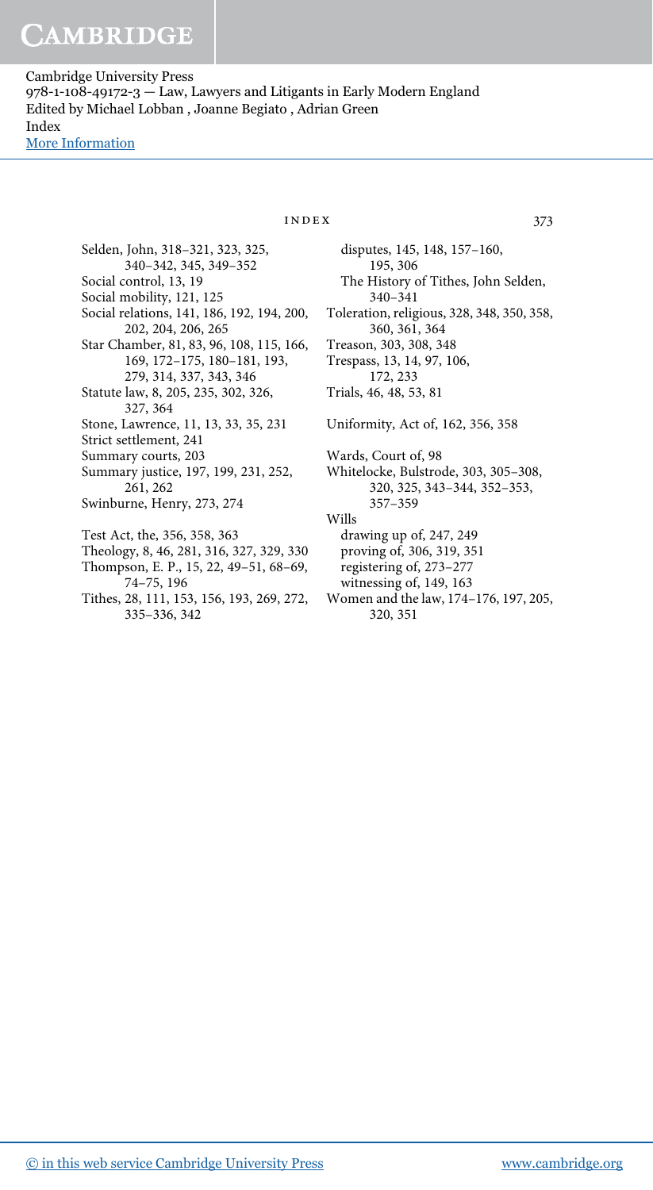Selden, John, 318–321, 323, 325, 340–342, 345, 349–352
Social control, 13, 19
Social mobility, 121, 125
Social relations, 141, 186, 192, 194, 200, 202, 204, 206, 265
Star Chamber, 81, 83, 96, 108, 115, 166, 169, 172–175, 180–181, 193, 279, 314, 337, 343, 346
Statute law, 8, 205, 235, 302, 326, 327, 364
Stone, Lawrence, 11, 13, 33, 35, 231
Strict settlement, 241
Summary courts, 203
Summary justice, 197, 199, 231, 252, 261, 262
Swinburne, Henry, 273, 274

Test Act, the, 356, 358, 363
Theology, 8, 46, 281, 316, 327, 329, 330
Thompson, E. P., 15, 22, 49–51, 68–69, 74–75, 196
Tithes, 28, 111, 153, 156, 193, 269, 272, 335–336, 342
  disputes, 145, 148, 157–160, 195, 306
  The History of Tithes, John Selden, 340–341
Toleration, religious, 328, 348, 350, 358, 360, 361, 364
Treason, 303, 308, 348
Trespass, 13, 14, 97, 106, 172, 233
Trials, 46, 48, 53, 81

Uniformity, Act of, 162, 356, 358

Wards, Court of, 98
Whitelocke, Bulstrode, 303, 305–308, 320, 325, 343–344, 352–353, 357–359
Wills
  drawing up of, 247, 249
  proving of, 306, 319, 351
  registering of, 273–277
  witnessing of, 149, 163
Women and the law, 174–176, 197, 205, 320, 351